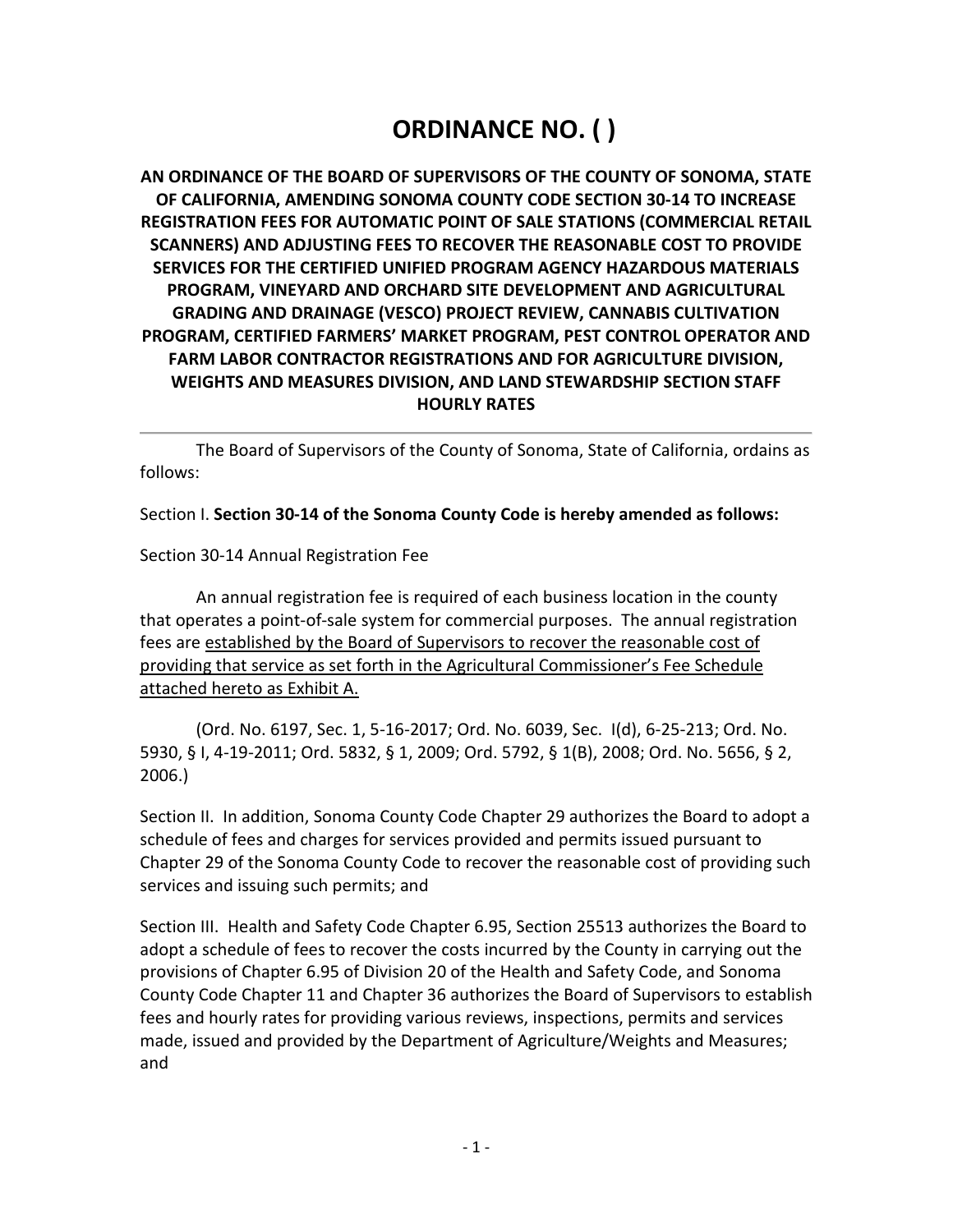# ORDINANCE NO. ( )

**AN ORDINANCE OF THE BOARD OF SUPERVISORS OF THE COUNTY OF SONOMA, STATE OF CALIFORNIA, AMENDING SONOMA COUNTY CODE SECTION 30-14 TO INCREASE REGISTRATION FEES FOR AUTOMATIC POINT OF SALE STATIONS (COMMERCIAL RETAIL SCANNERS) AND ADJUSTING FEES TO RECOVER THE REASONABLE COST TO PROVIDE SERVICES FOR THE CERTIFIED UNIFIED PROGRAM AGENCY HAZARDOUS MATERIALS PROGRAM, VINEYARD AND ORCHARD SITE DEVELOPMENT AND AGRICULTURAL GRADING AND DRAINAGE (VESCO) PROJECT REVIEW, CANNABIS CULTIVATION PROGRAM, CERTIFIED FARMERS' MARKET PROGRAM, PEST CONTROL OPERATOR AND FARM LABOR CONTRACTOR REGISTRATIONS AND FOR AGRICULTURE DIVISION, WEIGHTS AND MEASURES DIVISION, AND LAND STEWARDSHIP SECTION STAFF HOURLY RATES**

---

The Board of Supervisors of the County of Sonoma, State of California, ordains as follows:

Section I. **Section 30-14 of the Sonoma County Code is hereby amended as follows:**

Section 30-14 Annual Registration Fee

An annual registration fee is required of each business location in the county that operates a point-of-sale system for commercial purposes. The annual registration fees are <u>established by the Board of Supervisors to recover the reasonable cost of providing that service as set forth in the Agricultural Commissioner's Fee Schedule attached hereto as Exhibit A.</u>

(Ord. No. 6197, Sec. 1, 5-16-2017; Ord. No. 6039, Sec. I(d), 6-25-213; Ord. No. 5930, § I, 4-19-2011; Ord. 5832, § 1, 2009; Ord. 5792, § 1(B), 2008; Ord. No. 5656, § 2, 2006.)

Section II. In addition, Sonoma County Code Chapter 29 authorizes the Board to adopt a schedule of fees and charges for services provided and permits issued pursuant to Chapter 29 of the Sonoma County Code to recover the reasonable cost of providing such services and issuing such permits; and

Section III. Health and Safety Code Chapter 6.95, Section 25513 authorizes the Board to adopt a schedule of fees to recover the costs incurred by the County in carrying out the provisions of Chapter 6.95 of Division 20 of the Health and Safety Code, and Sonoma County Code Chapter 11 and Chapter 36 authorizes the Board of Supervisors to establish fees and hourly rates for providing various reviews, inspections, permits and services made, issued and provided by the Department of Agriculture/Weights and Measures; and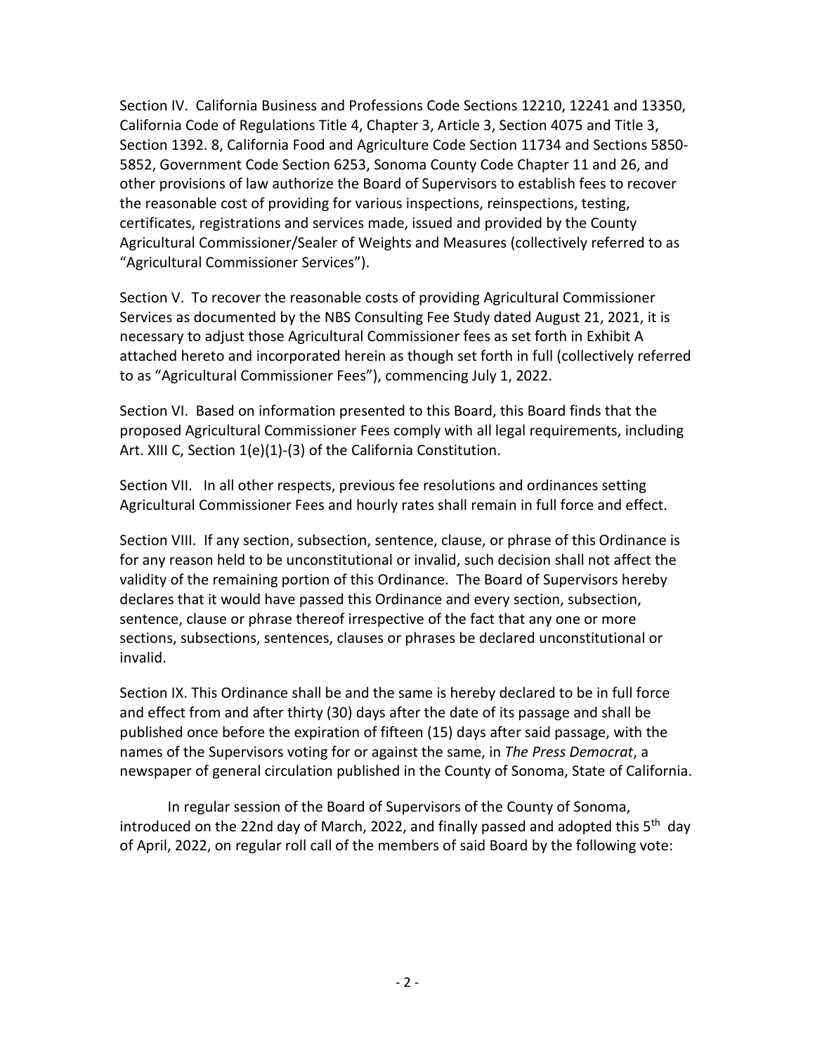Section IV. California Business and Professions Code Sections 12210, 12241 and 13350, California Code of Regulations Title 4, Chapter 3, Article 3, Section 4075 and Title 3, Section 1392. 8, California Food and Agriculture Code Section 11734 and Sections 5850-5852, Government Code Section 6253, Sonoma County Code Chapter 11 and 26, and other provisions of law authorize the Board of Supervisors to establish fees to recover the reasonable cost of providing for various inspections, reinspections, testing, certificates, registrations and services made, issued and provided by the County Agricultural Commissioner/Sealer of Weights and Measures (collectively referred to as "Agricultural Commissioner Services").

Section V. To recover the reasonable costs of providing Agricultural Commissioner Services as documented by the NBS Consulting Fee Study dated August 21, 2021, it is necessary to adjust those Agricultural Commissioner fees as set forth in Exhibit A attached hereto and incorporated herein as though set forth in full (collectively referred to as "Agricultural Commissioner Fees"), commencing July 1, 2022.

Section VI. Based on information presented to this Board, this Board finds that the proposed Agricultural Commissioner Fees comply with all legal requirements, including Art. XIII C, Section 1(e)(1)-(3) of the California Constitution.

Section VII. In all other respects, previous fee resolutions and ordinances setting Agricultural Commissioner Fees and hourly rates shall remain in full force and effect.

Section VIII. If any section, subsection, sentence, clause, or phrase of this Ordinance is for any reason held to be unconstitutional or invalid, such decision shall not affect the validity of the remaining portion of this Ordinance. The Board of Supervisors hereby declares that it would have passed this Ordinance and every section, subsection, sentence, clause or phrase thereof irrespective of the fact that any one or more sections, subsections, sentences, clauses or phrases be declared unconstitutional or invalid.

Section IX. This Ordinance shall be and the same is hereby declared to be in full force and effect from and after thirty (30) days after the date of its passage and shall be published once before the expiration of fifteen (15) days after said passage, with the names of the Supervisors voting for or against the same, in *The Press Democrat*, a newspaper of general circulation published in the County of Sonoma, State of California.

In regular session of the Board of Supervisors of the County of Sonoma, introduced on the 22nd day of March, 2022, and finally passed and adopted this 5th day of April, 2022, on regular roll call of the members of said Board by the following vote: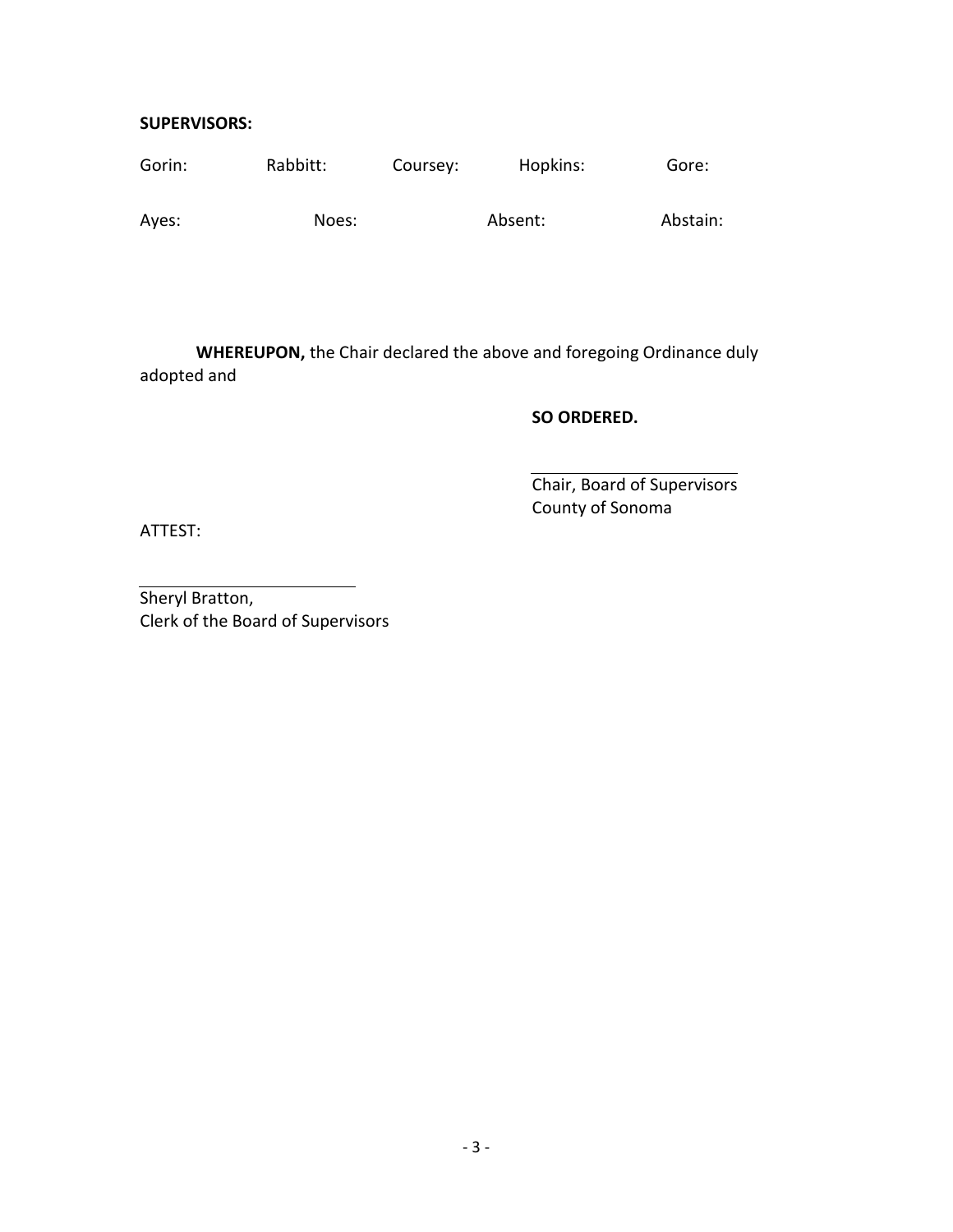**SUPERVISORS:**

Gorin: Rabbitt: Coursey: Hopkins: Gore:

Ayes: Noes: Absent: Abstain:

**WHEREUPON,** the Chair declared the above and foregoing Ordinance duly adopted and

**SO ORDERED.**

\_\_\_\_\_\_\_\_\_\_\_\_\_\_\_\_\_\_\_\_\_\_\_\_\_\_

Chair, Board of Supervisors
County of Sonoma

ATTEST:

\_\_\_\_\_\_\_\_\_\_\_\_\_\_\_\_\_\_\_\_\_\_\_\_\_\_

Sheryl Bratton,
Clerk of the Board of Supervisors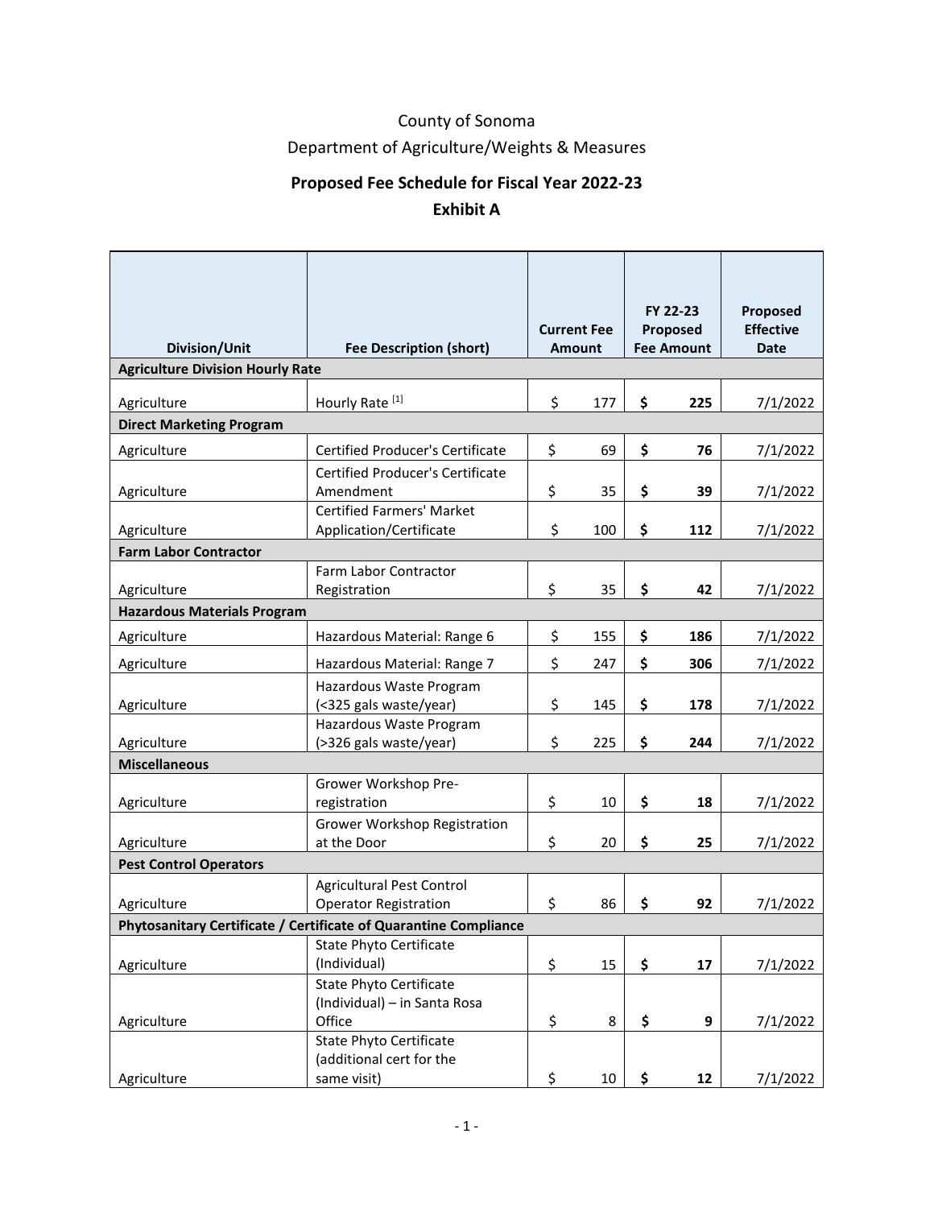County of Sonoma

Department of Agriculture/Weights & Measures

**Proposed Fee Schedule for Fiscal Year 2022-23**

**Exhibit A**

| Division/Unit | Fee Description (short) | Current Fee Amount | FY 22-23 Proposed Fee Amount | Proposed Effective Date |
|---|---|---|---|---|
| **Agriculture Division Hourly Rate** | | | | |
| Agriculture | Hourly Rate [1] | $ 177 | **$ 225** | 7/1/2022 |
| **Direct Marketing Program** | | | | |
| Agriculture | Certified Producer's Certificate | $ 69 | **$ 76** | 7/1/2022 |
| Agriculture | Certified Producer's Certificate Amendment | $ 35 | **$ 39** | 7/1/2022 |
| Agriculture | Certified Farmers' Market Application/Certificate | $ 100 | **$ 112** | 7/1/2022 |
| **Farm Labor Contractor** | | | | |
| Agriculture | Farm Labor Contractor Registration | $ 35 | **$ 42** | 7/1/2022 |
| **Hazardous Materials Program** | | | | |
| Agriculture | Hazardous Material: Range 6 | $ 155 | **$ 186** | 7/1/2022 |
| Agriculture | Hazardous Material: Range 7 | $ 247 | **$ 306** | 7/1/2022 |
| Agriculture | Hazardous Waste Program (<325 gals waste/year) | $ 145 | **$ 178** | 7/1/2022 |
| Agriculture | Hazardous Waste Program (>326 gals waste/year) | $ 225 | **$ 244** | 7/1/2022 |
| **Miscellaneous** | | | | |
| Agriculture | Grower Workshop Pre-registration | $ 10 | **$ 18** | 7/1/2022 |
| Agriculture | Grower Workshop Registration at the Door | $ 20 | **$ 25** | 7/1/2022 |
| **Pest Control Operators** | | | | |
| Agriculture | Agricultural Pest Control Operator Registration | $ 86 | **$ 92** | 7/1/2022 |
| **Phytosanitary Certificate / Certificate of Quarantine Compliance** | | | | |
| Agriculture | State Phyto Certificate (Individual) | $ 15 | **$ 17** | 7/1/2022 |
| Agriculture | State Phyto Certificate (Individual) – in Santa Rosa Office | $ 8 | **$ 9** | 7/1/2022 |
| Agriculture | State Phyto Certificate (additional cert for the same visit) | $ 10 | **$ 12** | 7/1/2022 |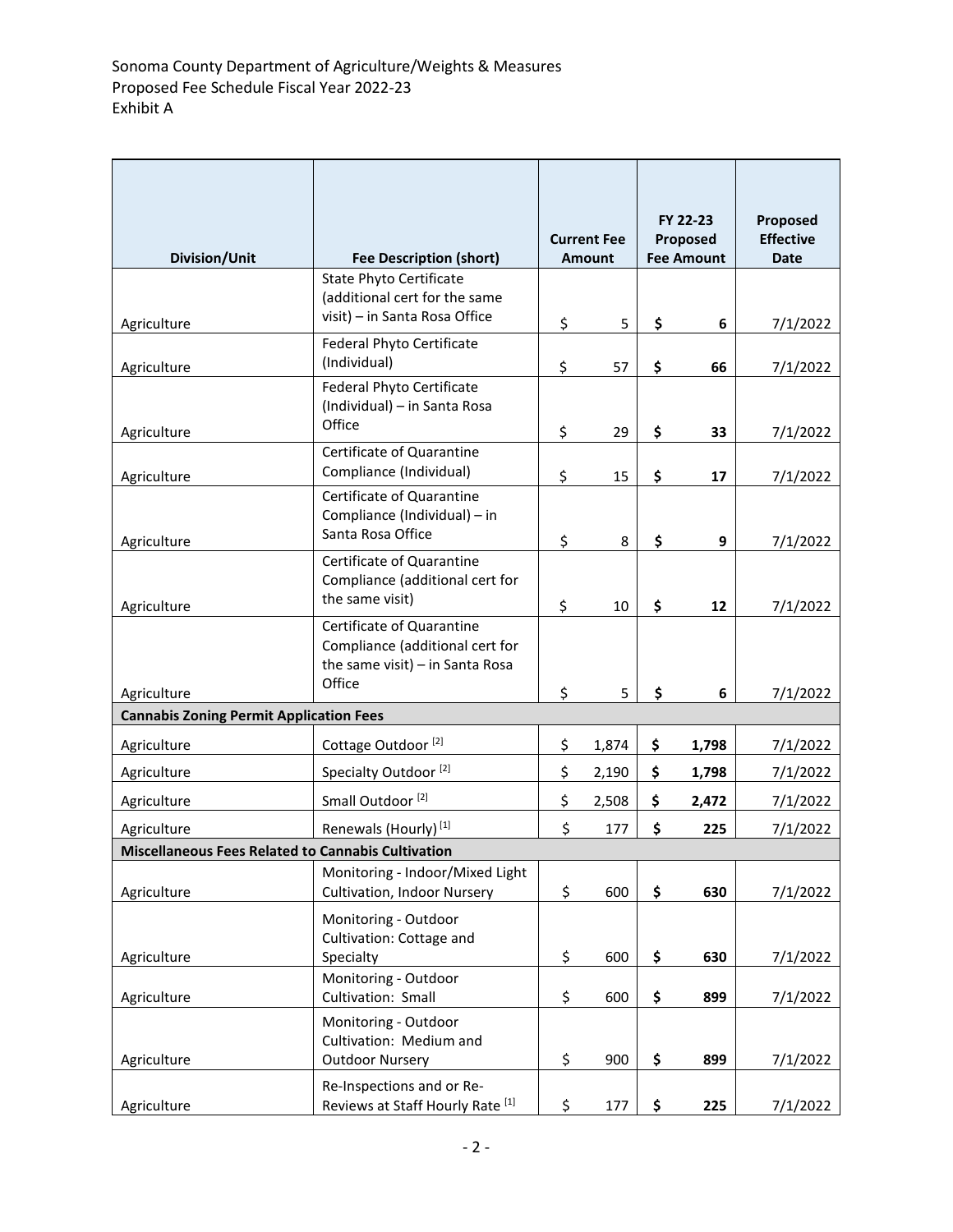Sonoma County Department of Agriculture/Weights & Measures
Proposed Fee Schedule Fiscal Year 2022-23
Exhibit A

| Division/Unit | Fee Description (short) | Current Fee Amount | FY 22-23 Proposed Fee Amount | Proposed Effective Date |
|---|---|---|---|---|
| Agriculture | State Phyto Certificate (additional cert for the same visit) – in Santa Rosa Office | $ 5 | **$ 6** | 7/1/2022 |
| Agriculture | Federal Phyto Certificate (Individual) | $ 57 | **$ 66** | 7/1/2022 |
| Agriculture | Federal Phyto Certificate (Individual) – in Santa Rosa Office | $ 29 | **$ 33** | 7/1/2022 |
| Agriculture | Certificate of Quarantine Compliance (Individual) | $ 15 | **$ 17** | 7/1/2022 |
| Agriculture | Certificate of Quarantine Compliance (Individual) – in Santa Rosa Office | $ 8 | **$ 9** | 7/1/2022 |
| Agriculture | Certificate of Quarantine Compliance (additional cert for the same visit) | $ 10 | **$ 12** | 7/1/2022 |
| Agriculture | Certificate of Quarantine Compliance (additional cert for the same visit) – in Santa Rosa Office | $ 5 | **$ 6** | 7/1/2022 |
| **Cannabis Zoning Permit Application Fees** | | | | |
| Agriculture | Cottage Outdoor [2] | $ 1,874 | **$ 1,798** | 7/1/2022 |
| Agriculture | Specialty Outdoor [2] | $ 2,190 | **$ 1,798** | 7/1/2022 |
| Agriculture | Small Outdoor [2] | $ 2,508 | **$ 2,472** | 7/1/2022 |
| Agriculture | Renewals (Hourly) [1] | $ 177 | **$ 225** | 7/1/2022 |
| **Miscellaneous Fees Related to Cannabis Cultivation** | | | | |
| Agriculture | Monitoring - Indoor/Mixed Light Cultivation, Indoor Nursery | $ 600 | **$ 630** | 7/1/2022 |
| Agriculture | Monitoring - Outdoor Cultivation: Cottage and Specialty | $ 600 | **$ 630** | 7/1/2022 |
| Agriculture | Monitoring - Outdoor Cultivation: Small | $ 600 | **$ 899** | 7/1/2022 |
| Agriculture | Monitoring - Outdoor Cultivation: Medium and Outdoor Nursery | $ 900 | **$ 899** | 7/1/2022 |
| Agriculture | Re-Inspections and or Re-Reviews at Staff Hourly Rate [1] | $ 177 | **$ 225** | 7/1/2022 |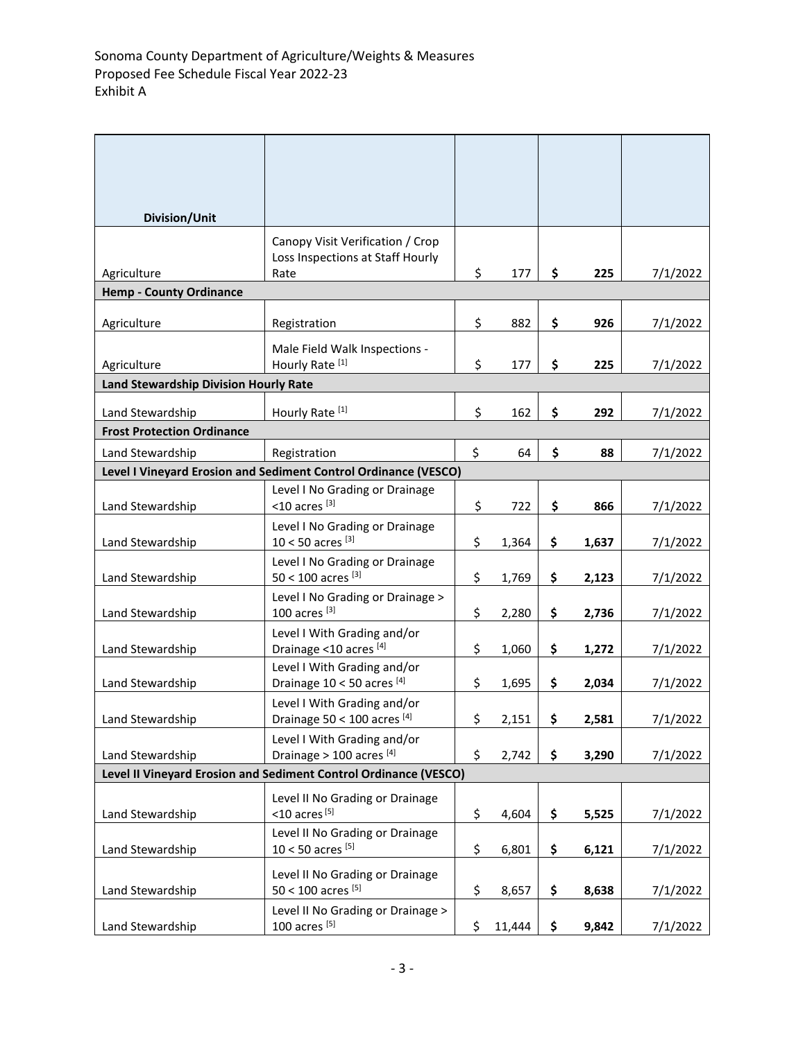Sonoma County Department of Agriculture/Weights & Measures
Proposed Fee Schedule Fiscal Year 2022-23
Exhibit A

| Division/Unit | | | | |
|---|---|---|---|---|
| Agriculture | Canopy Visit Verification / Crop Loss Inspections at Staff Hourly Rate | $ 177 | **$ 225** | 7/1/2022 |
| **Hemp - County Ordinance** | | | | |
| Agriculture | Registration | $ 882 | **$ 926** | 7/1/2022 |
| Agriculture | Male Field Walk Inspections - Hourly Rate [1] | $ 177 | **$ 225** | 7/1/2022 |
| **Land Stewardship Division Hourly Rate** | | | | |
| Land Stewardship | Hourly Rate [1] | $ 162 | **$ 292** | 7/1/2022 |
| **Frost Protection Ordinance** | | | | |
| Land Stewardship | Registration | $ 64 | **$ 88** | 7/1/2022 |
| **Level I Vineyard Erosion and Sediment Control Ordinance (VESCO)** | | | | |
| Land Stewardship | Level I No Grading or Drainage <10 acres [3] | $ 722 | **$ 866** | 7/1/2022 |
| Land Stewardship | Level I No Grading or Drainage 10 < 50 acres [3] | $ 1,364 | **$ 1,637** | 7/1/2022 |
| Land Stewardship | Level I No Grading or Drainage 50 < 100 acres [3] | $ 1,769 | **$ 2,123** | 7/1/2022 |
| Land Stewardship | Level I No Grading or Drainage > 100 acres [3] | $ 2,280 | **$ 2,736** | 7/1/2022 |
| Land Stewardship | Level I With Grading and/or Drainage <10 acres [4] | $ 1,060 | **$ 1,272** | 7/1/2022 |
| Land Stewardship | Level I With Grading and/or Drainage 10 < 50 acres [4] | $ 1,695 | **$ 2,034** | 7/1/2022 |
| Land Stewardship | Level I With Grading and/or Drainage 50 < 100 acres [4] | $ 2,151 | **$ 2,581** | 7/1/2022 |
| Land Stewardship | Level I With Grading and/or Drainage > 100 acres [4] | $ 2,742 | **$ 3,290** | 7/1/2022 |
| **Level II Vineyard Erosion and Sediment Control Ordinance (VESCO)** | | | | |
| Land Stewardship | Level II No Grading or Drainage <10 acres [5] | $ 4,604 | **$ 5,525** | 7/1/2022 |
| Land Stewardship | Level II No Grading or Drainage 10 < 50 acres [5] | $ 6,801 | **$ 6,121** | 7/1/2022 |
| Land Stewardship | Level II No Grading or Drainage 50 < 100 acres [5] | $ 8,657 | **$ 8,638** | 7/1/2022 |
| Land Stewardship | Level II No Grading or Drainage > 100 acres [5] | $ 11,444 | **$ 9,842** | 7/1/2022 |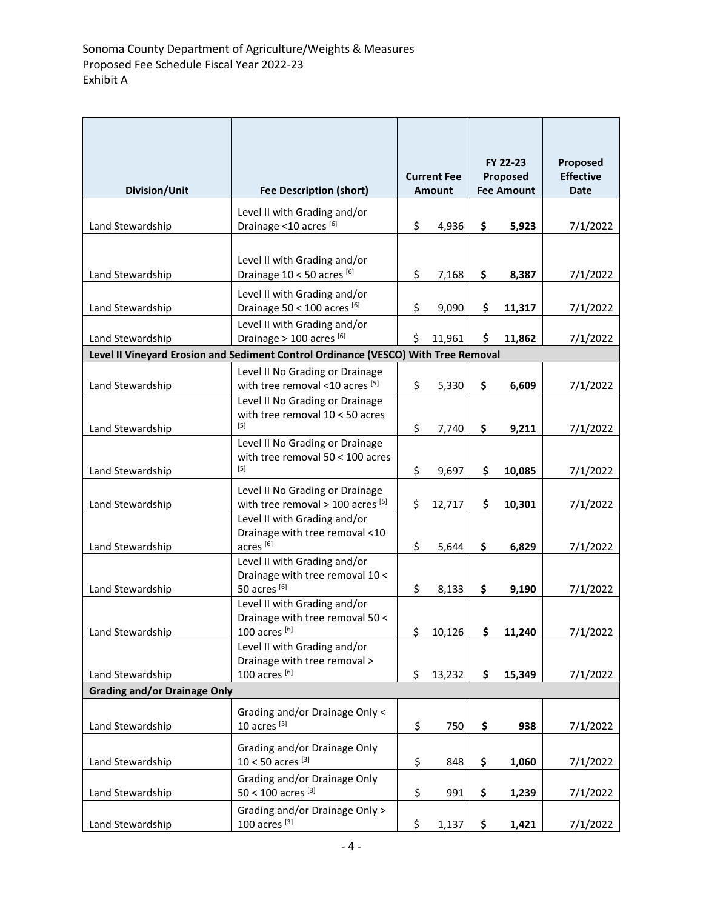Sonoma County Department of Agriculture/Weights & Measures
Proposed Fee Schedule Fiscal Year 2022-23
Exhibit A

| Division/Unit | Fee Description (short) | Current Fee Amount | FY 22-23 Proposed Fee Amount | Proposed Effective Date |
|---|---|---|---|---|
| Land Stewardship | Level II with Grading and/or Drainage <10 acres [6] | $ 4,936 | **$ 5,923** | 7/1/2022 |
| Land Stewardship | Level II with Grading and/or Drainage 10 < 50 acres [6] | $ 7,168 | **$ 8,387** | 7/1/2022 |
| Land Stewardship | Level II with Grading and/or Drainage 50 < 100 acres [6] | $ 9,090 | **$ 11,317** | 7/1/2022 |
| Land Stewardship | Level II with Grading and/or Drainage > 100 acres [6] | $ 11,961 | **$ 11,862** | 7/1/2022 |
| **Level II Vineyard Erosion and Sediment Control Ordinance (VESCO) With Tree Removal** | | | | |
| Land Stewardship | Level II No Grading or Drainage with tree removal <10 acres [5] | $ 5,330 | **$ 6,609** | 7/1/2022 |
| Land Stewardship | Level II No Grading or Drainage with tree removal 10 < 50 acres [5] | $ 7,740 | **$ 9,211** | 7/1/2022 |
| Land Stewardship | Level II No Grading or Drainage with tree removal 50 < 100 acres [5] | $ 9,697 | **$ 10,085** | 7/1/2022 |
| Land Stewardship | Level II No Grading or Drainage with tree removal > 100 acres [5] | $ 12,717 | **$ 10,301** | 7/1/2022 |
| Land Stewardship | Level II with Grading and/or Drainage with tree removal <10 acres [6] | $ 5,644 | **$ 6,829** | 7/1/2022 |
| Land Stewardship | Level II with Grading and/or Drainage with tree removal 10 < 50 acres [6] | $ 8,133 | **$ 9,190** | 7/1/2022 |
| Land Stewardship | Level II with Grading and/or Drainage with tree removal 50 < 100 acres [6] | $ 10,126 | **$ 11,240** | 7/1/2022 |
| Land Stewardship | Level II with Grading and/or Drainage with tree removal > 100 acres [6] | $ 13,232 | **$ 15,349** | 7/1/2022 |
| **Grading and/or Drainage Only** | | | | |
| Land Stewardship | Grading and/or Drainage Only < 10 acres [3] | $ 750 | **$ 938** | 7/1/2022 |
| Land Stewardship | Grading and/or Drainage Only 10 < 50 acres [3] | $ 848 | **$ 1,060** | 7/1/2022 |
| Land Stewardship | Grading and/or Drainage Only 50 < 100 acres [3] | $ 991 | **$ 1,239** | 7/1/2022 |
| Land Stewardship | Grading and/or Drainage Only > 100 acres [3] | $ 1,137 | **$ 1,421** | 7/1/2022 |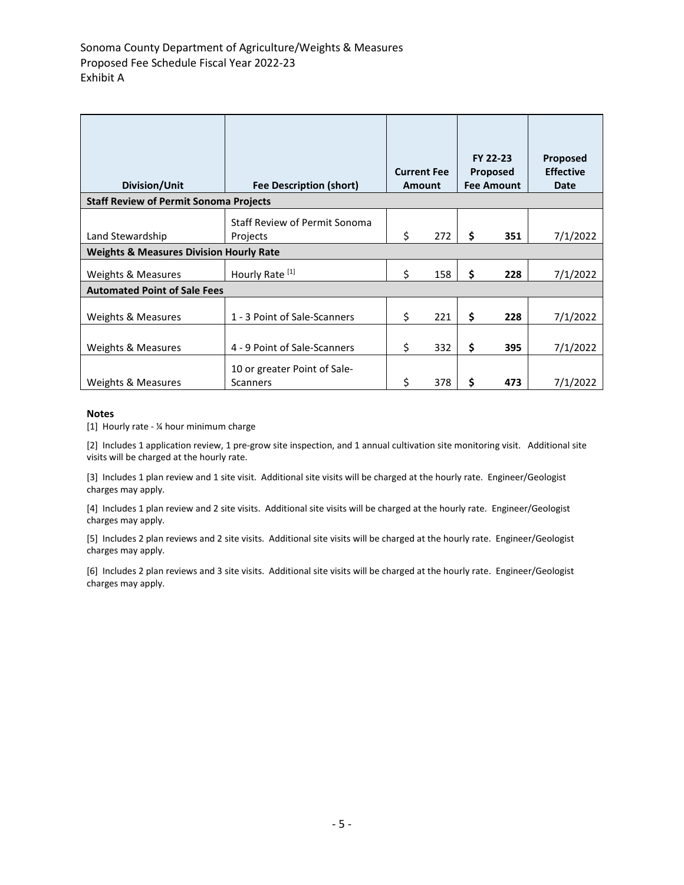Sonoma County Department of Agriculture/Weights & Measures
Proposed Fee Schedule Fiscal Year 2022-23
Exhibit A

| Division/Unit | Fee Description (short) | Current Fee Amount | FY 22-23 Proposed Fee Amount | Proposed Effective Date |
|---|---|---|---|---|
| **Staff Review of Permit Sonoma Projects** | | | | |
| Land Stewardship | Staff Review of Permit Sonoma Projects | $ 272 | **$ 351** | 7/1/2022 |
| **Weights & Measures Division Hourly Rate** | | | | |
| Weights & Measures | Hourly Rate [1] | $ 158 | **$ 228** | 7/1/2022 |
| **Automated Point of Sale Fees** | | | | |
| Weights & Measures | 1 - 3 Point of Sale-Scanners | $ 221 | **$ 228** | 7/1/2022 |
| Weights & Measures | 4 - 9 Point of Sale-Scanners | $ 332 | **$ 395** | 7/1/2022 |
| Weights & Measures | 10 or greater Point of Sale-Scanners | $ 378 | **$ 473** | 7/1/2022 |

**Notes**

[1] Hourly rate - ¼ hour minimum charge

[2] Includes 1 application review, 1 pre-grow site inspection, and 1 annual cultivation site monitoring visit. Additional site visits will be charged at the hourly rate.

[3] Includes 1 plan review and 1 site visit. Additional site visits will be charged at the hourly rate. Engineer/Geologist charges may apply.

[4] Includes 1 plan review and 2 site visits. Additional site visits will be charged at the hourly rate. Engineer/Geologist charges may apply.

[5] Includes 2 plan reviews and 2 site visits. Additional site visits will be charged at the hourly rate. Engineer/Geologist charges may apply.

[6] Includes 2 plan reviews and 3 site visits. Additional site visits will be charged at the hourly rate. Engineer/Geologist charges may apply.